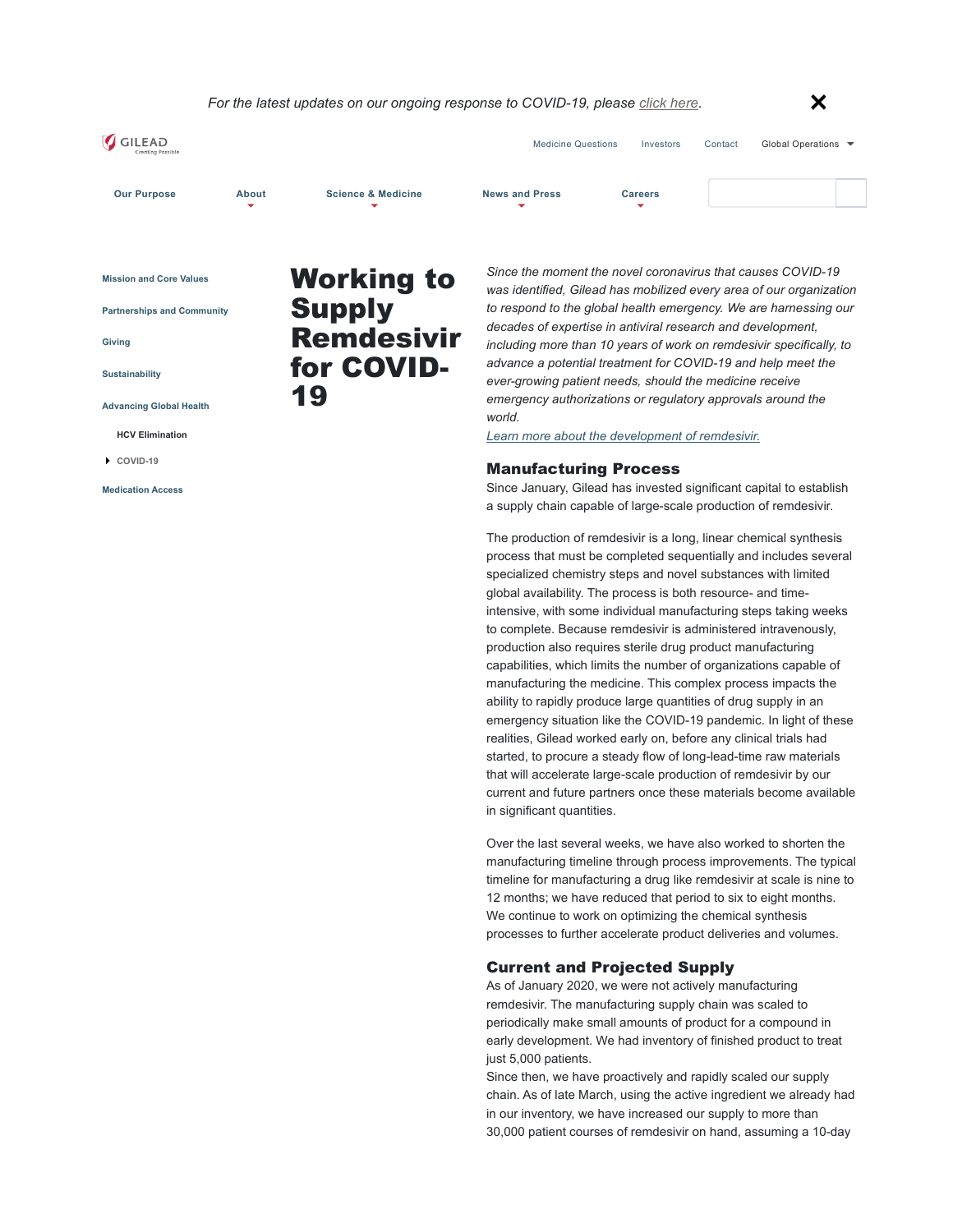# Working to Supply Remdesivir for COVID-19

*Since the moment the novel coronavirus that causes COVID-19 was identified, Gilead has mobilized every area of our organization to respond to the global health emergency. We are harnessing our decades of expertise in antiviral research and development, including more than 10 years of work on remdesivir specifically, to advance a potential treatment for COVID-19 and help meet the ever-growing patient needs, should the medicine receive emergency authorizations or regulatory approvals around the world.*

*Learn more about the development of remdesivir.*

## Manufacturing Process

Since January, Gilead has invested significant capital to establish a supply chain capable of large-scale production of remdesivir.

The production of remdesivir is a long, linear chemical synthesis process that must be completed sequentially and includes several specialized chemistry steps and novel substances with limited global availability. The process is both resource- and time-intensive, with some individual manufacturing steps taking weeks to complete. Because remdesivir is administered intravenously, production also requires sterile drug product manufacturing capabilities, which limits the number of organizations capable of manufacturing the medicine. This complex process impacts the ability to rapidly produce large quantities of drug supply in an emergency situation like the COVID-19 pandemic. In light of these realities, Gilead worked early on, before any clinical trials had started, to procure a steady flow of long-lead-time raw materials that will accelerate large-scale production of remdesivir by our current and future partners once these materials become available in significant quantities.

Over the last several weeks, we have also worked to shorten the manufacturing timeline through process improvements. The typical timeline for manufacturing a drug like remdesivir at scale is nine to 12 months; we have reduced that period to six to eight months. We continue to work on optimizing the chemical synthesis processes to further accelerate product deliveries and volumes.

## Current and Projected Supply

As of January 2020, we were not actively manufacturing remdesivir. The manufacturing supply chain was scaled to periodically make small amounts of product for a compound in early development. We had inventory of finished product to treat just 5,000 patients.

Since then, we have proactively and rapidly scaled our supply chain. As of late March, using the active ingredient we already had in our inventory, we have increased our supply to more than 30,000 patient courses of remdesivir on hand, assuming a 10-day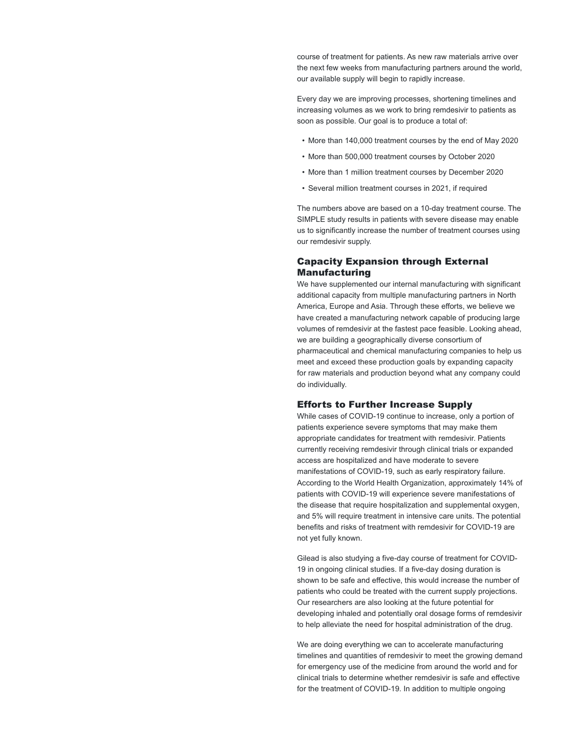course of treatment for patients. As new raw materials arrive over the next few weeks from manufacturing partners around the world, our available supply will begin to rapidly increase.

Every day we are improving processes, shortening timelines and increasing volumes as we work to bring remdesivir to patients as soon as possible. Our goal is to produce a total of:

- More than 140,000 treatment courses by the end of May 2020
- More than 500,000 treatment courses by October 2020
- More than 1 million treatment courses by December 2020
- Several million treatment courses in 2021, if required

The numbers above are based on a 10-day treatment course. The SIMPLE study results in patients with severe disease may enable us to significantly increase the number of treatment courses using our remdesivir supply.

## Capacity Expansion through External Manufacturing

We have supplemented our internal manufacturing with significant additional capacity from multiple manufacturing partners in North America, Europe and Asia. Through these efforts, we believe we have created a manufacturing network capable of producing large volumes of remdesivir at the fastest pace feasible. Looking ahead, we are building a geographically diverse consortium of pharmaceutical and chemical manufacturing companies to help us meet and exceed these production goals by expanding capacity for raw materials and production beyond what any company could do individually.

## Efforts to Further Increase Supply

While cases of COVID-19 continue to increase, only a portion of patients experience severe symptoms that may make them appropriate candidates for treatment with remdesivir. Patients currently receiving remdesivir through clinical trials or expanded access are hospitalized and have moderate to severe manifestations of COVID-19, such as early respiratory failure. According to the World Health Organization, approximately 14% of patients with COVID-19 will experience severe manifestations of the disease that require hospitalization and supplemental oxygen, and 5% will require treatment in intensive care units. The potential benefits and risks of treatment with remdesivir for COVID-19 are not yet fully known.

Gilead is also studying a five-day course of treatment for COVID-19 in ongoing clinical studies. If a five-day dosing duration is shown to be safe and effective, this would increase the number of patients who could be treated with the current supply projections. Our researchers are also looking at the future potential for developing inhaled and potentially oral dosage forms of remdesivir to help alleviate the need for hospital administration of the drug.

We are doing everything we can to accelerate manufacturing timelines and quantities of remdesivir to meet the growing demand for emergency use of the medicine from around the world and for clinical trials to determine whether remdesivir is safe and effective for the treatment of COVID-19. In addition to multiple ongoing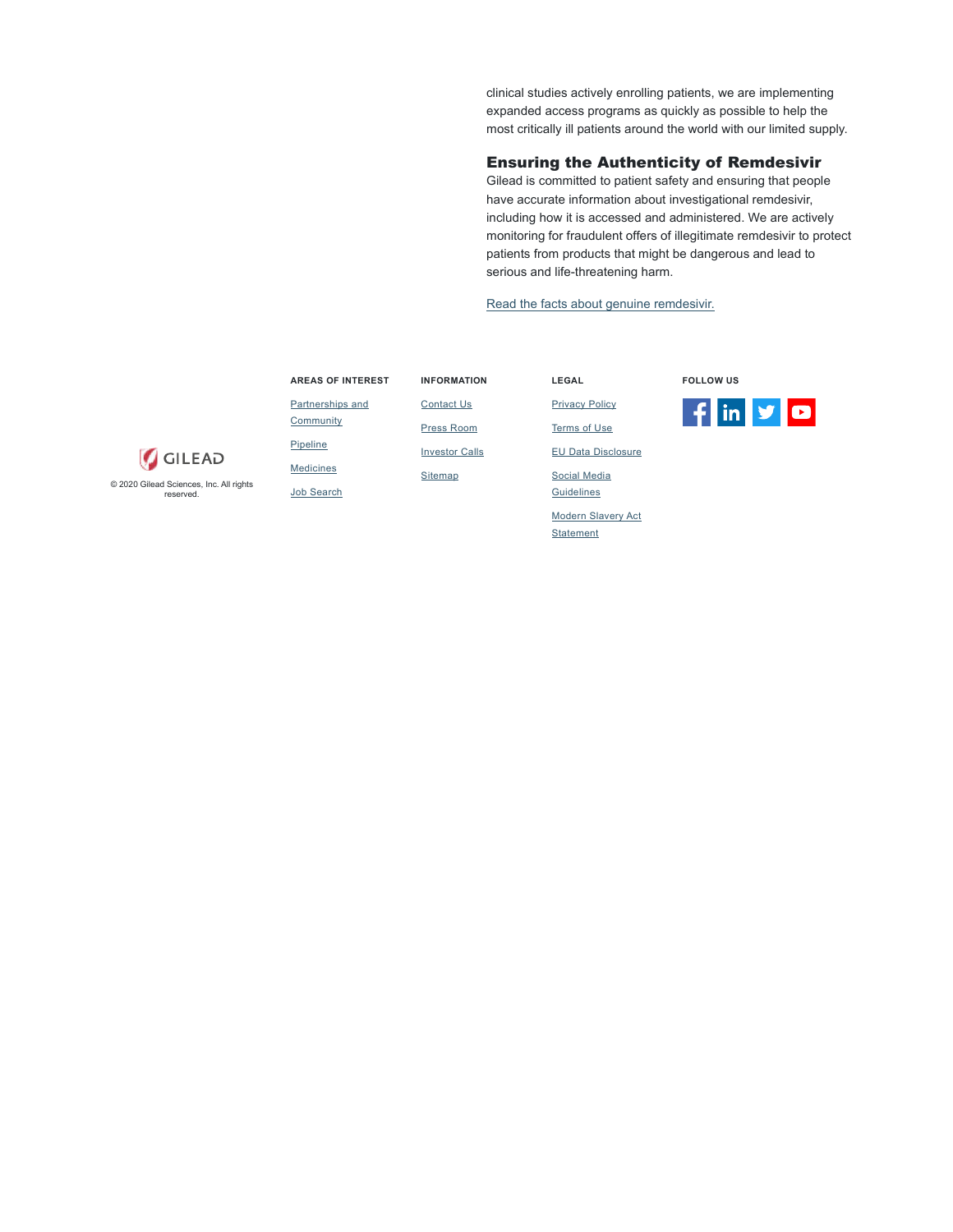clinical studies actively enrolling patients, we are implementing expanded access programs as quickly as possible to help the most critically ill patients around the world with our limited supply.

## Ensuring the Authenticity of Remdesivir

Gilead is committed to patient safety and ensuring that people have accurate information about investigational remdesivir, including how it is accessed and administered. We are actively monitoring for fraudulent offers of illegitimate remdesivir to protect patients from products that might be dangerous and lead to serious and life-threatening harm.

Read the facts about genuine remdesivir.

GILEAD

© 2020 Gilead Sciences, Inc. All rights reserved.

**AREAS OF INTEREST**

- Partnerships and Community
- Pipeline
- Medicines
- Job Search

**INFORMATION**

- Contact Us
- Press Room
- Investor Calls
- Sitemap

**LEGAL**

- Privacy Policy
- Terms of Use
- EU Data Disclosure
- Social Media Guidelines
- Modern Slavery Act Statement

**FOLLOW US**